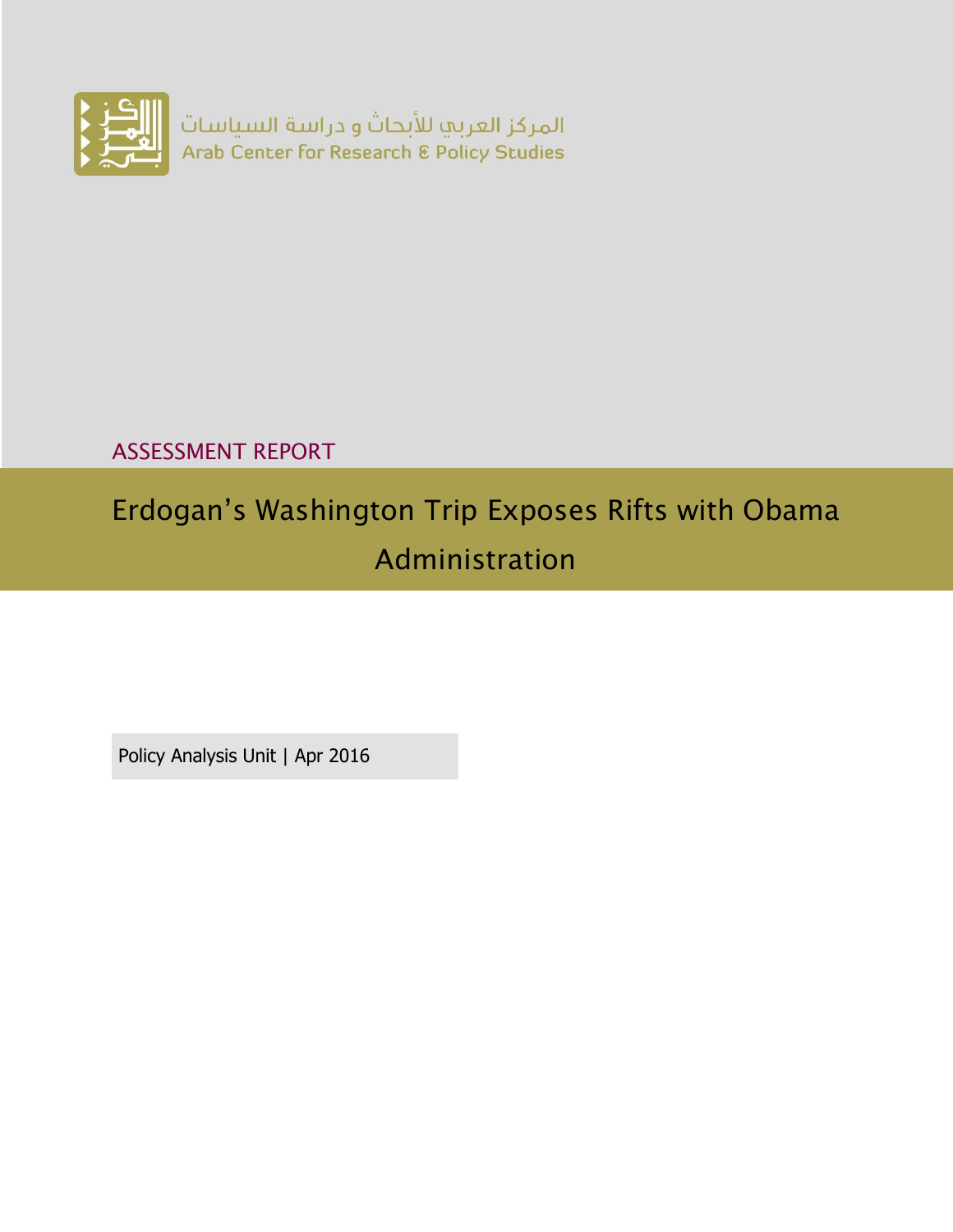المركز العربي للأبحاث و دراسة السياسات
Arab Center for Research & Policy Studies

ASSESSMENT REPORT

# Erdogan's Washington Trip Exposes Rifts with Obama Administration

Policy Analysis Unit | Apr 2016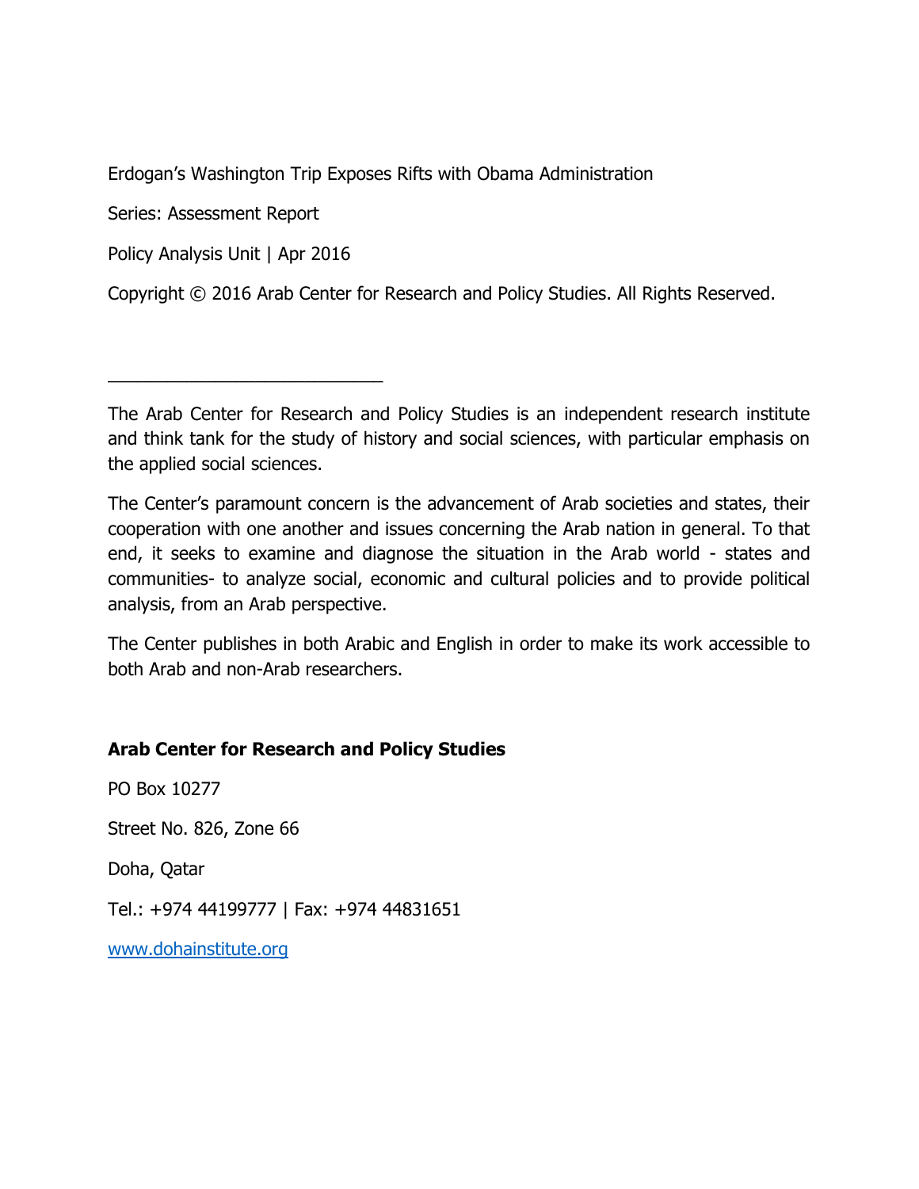Erdogan's Washington Trip Exposes Rifts with Obama Administration

Series: Assessment Report

Policy Analysis Unit | Apr 2016

Copyright © 2016 Arab Center for Research and Policy Studies. All Rights Reserved.

---

The Arab Center for Research and Policy Studies is an independent research institute and think tank for the study of history and social sciences, with particular emphasis on the applied social sciences.

The Center's paramount concern is the advancement of Arab societies and states, their cooperation with one another and issues concerning the Arab nation in general. To that end, it seeks to examine and diagnose the situation in the Arab world - states and communities- to analyze social, economic and cultural policies and to provide political analysis, from an Arab perspective.

The Center publishes in both Arabic and English in order to make its work accessible to both Arab and non-Arab researchers.

**Arab Center for Research and Policy Studies**

PO Box 10277

Street No. 826, Zone 66

Doha, Qatar

Tel.: +974 44199777 | Fax: +974 44831651

www.dohainstitute.org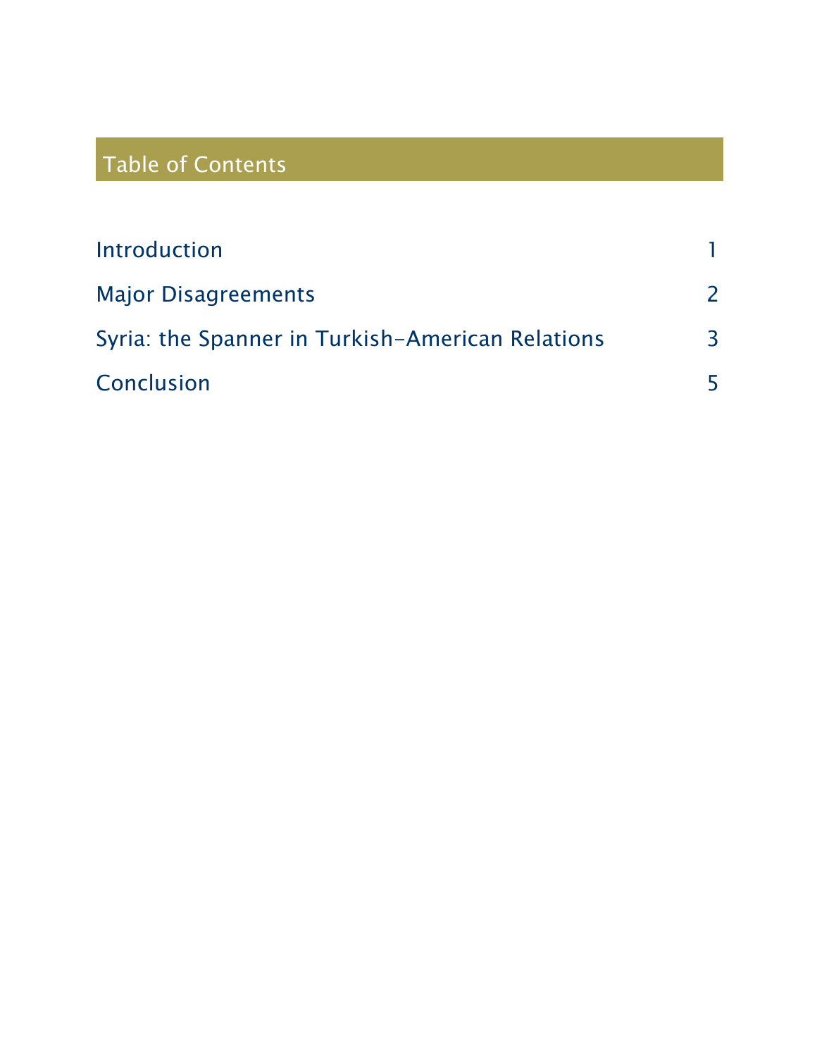## Table of Contents

| | |
|---|---|
| Introduction | 1 |
| Major Disagreements | 2 |
| Syria: the Spanner in Turkish-American Relations | 3 |
| Conclusion | 5 |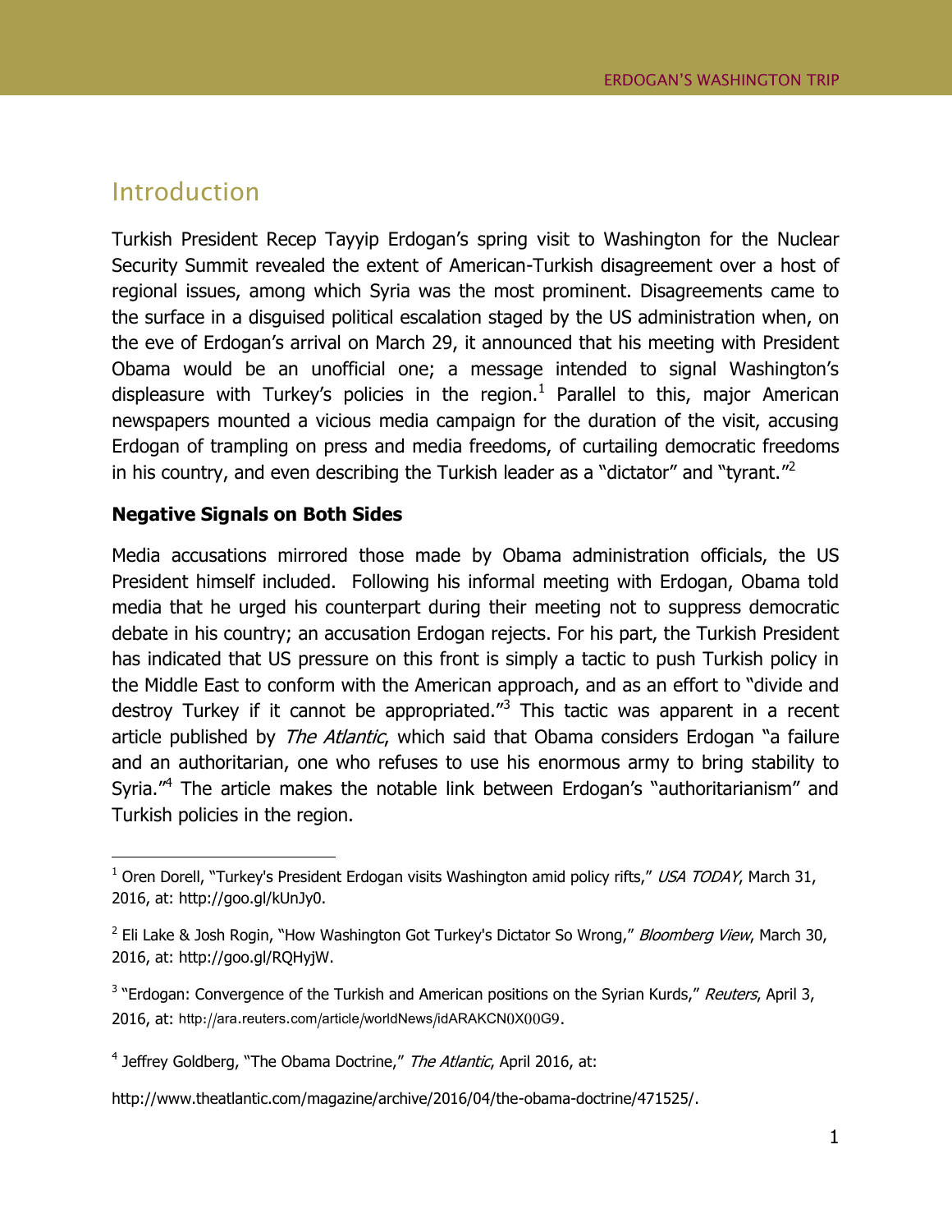## Introduction

Turkish President Recep Tayyip Erdogan's spring visit to Washington for the Nuclear Security Summit revealed the extent of American-Turkish disagreement over a host of regional issues, among which Syria was the most prominent. Disagreements came to the surface in a disguised political escalation staged by the US administration when, on the eve of Erdogan's arrival on March 29, it announced that his meeting with President Obama would be an unofficial one; a message intended to signal Washington's displeasure with Turkey's policies in the region.[1] Parallel to this, major American newspapers mounted a vicious media campaign for the duration of the visit, accusing Erdogan of trampling on press and media freedoms, of curtailing democratic freedoms in his country, and even describing the Turkish leader as a "dictator" and "tyrant."[2]

**Negative Signals on Both Sides**

Media accusations mirrored those made by Obama administration officials, the US President himself included. Following his informal meeting with Erdogan, Obama told media that he urged his counterpart during their meeting not to suppress democratic debate in his country; an accusation Erdogan rejects. For his part, the Turkish President has indicated that US pressure on this front is simply a tactic to push Turkish policy in the Middle East to conform with the American approach, and as an effort to "divide and destroy Turkey if it cannot be appropriated."[3] This tactic was apparent in a recent article published by *The Atlantic*, which said that Obama considers Erdogan "a failure and an authoritarian, one who refuses to use his enormous army to bring stability to Syria."[4] The article makes the notable link between Erdogan's "authoritarianism" and Turkish policies in the region.

---

[1] Oren Dorell, "Turkey's President Erdogan visits Washington amid policy rifts," *USA TODAY*, March 31, 2016, at: http://goo.gl/kUnJy0.

[2] Eli Lake & Josh Rogin, "How Washington Got Turkey's Dictator So Wrong," *Bloomberg View*, March 30, 2016, at: http://goo.gl/RQHyjW.

[3] "Erdogan: Convergence of the Turkish and American positions on the Syrian Kurds," *Reuters*, April 3, 2016, at: http://ara.reuters.com/article/worldNews/idARAKCN0X00G9.

[4] Jeffrey Goldberg, "The Obama Doctrine," *The Atlantic*, April 2016, at: http://www.theatlantic.com/magazine/archive/2016/04/the-obama-doctrine/471525/.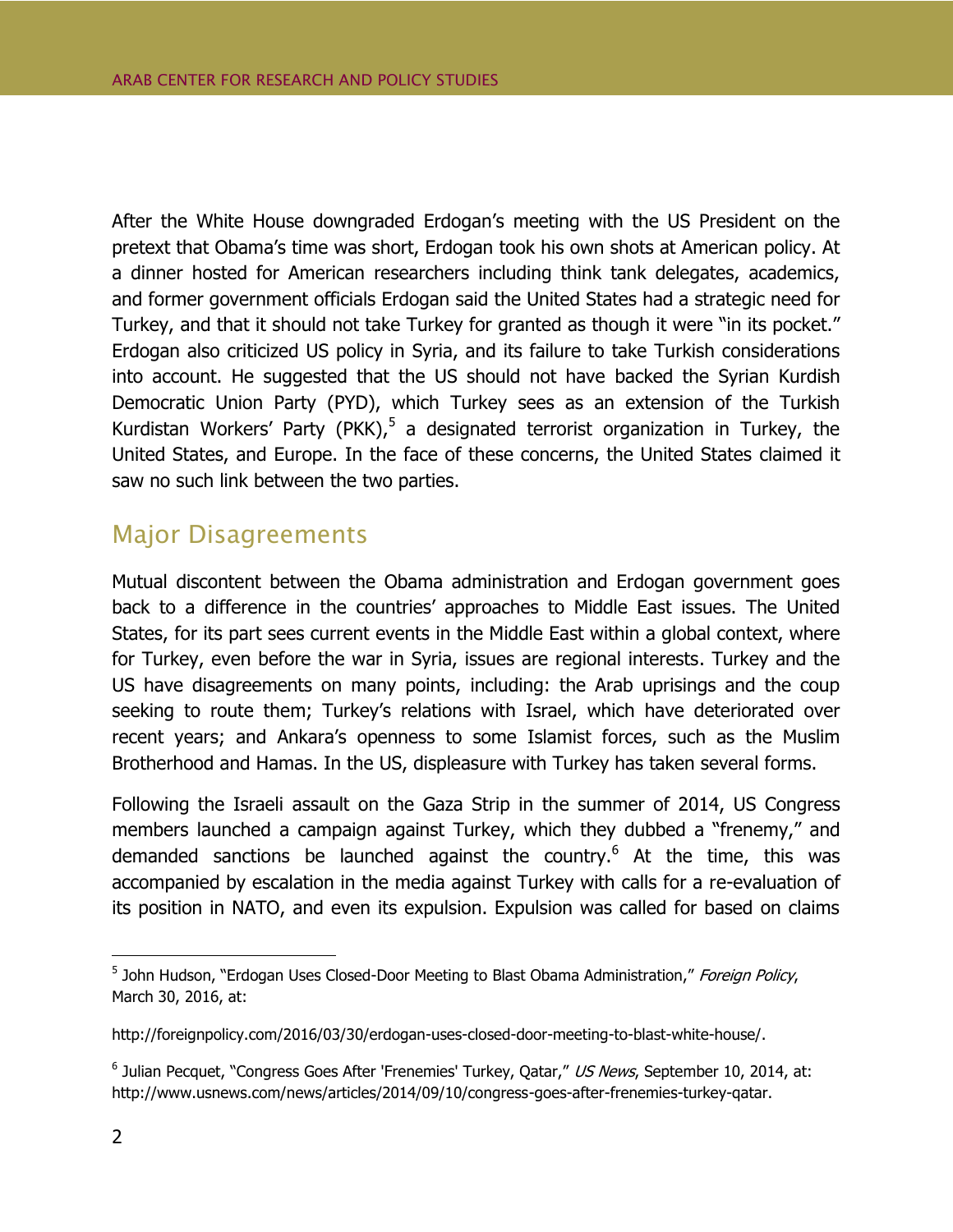After the White House downgraded Erdogan's meeting with the US President on the pretext that Obama's time was short, Erdogan took his own shots at American policy. At a dinner hosted for American researchers including think tank delegates, academics, and former government officials Erdogan said the United States had a strategic need for Turkey, and that it should not take Turkey for granted as though it were "in its pocket." Erdogan also criticized US policy in Syria, and its failure to take Turkish considerations into account. He suggested that the US should not have backed the Syrian Kurdish Democratic Union Party (PYD), which Turkey sees as an extension of the Turkish Kurdistan Workers' Party (PKK),[5] a designated terrorist organization in Turkey, the United States, and Europe. In the face of these concerns, the United States claimed it saw no such link between the two parties.

## Major Disagreements

Mutual discontent between the Obama administration and Erdogan government goes back to a difference in the countries' approaches to Middle East issues. The United States, for its part sees current events in the Middle East within a global context, where for Turkey, even before the war in Syria, issues are regional interests. Turkey and the US have disagreements on many points, including: the Arab uprisings and the coup seeking to route them; Turkey's relations with Israel, which have deteriorated over recent years; and Ankara's openness to some Islamist forces, such as the Muslim Brotherhood and Hamas. In the US, displeasure with Turkey has taken several forms.

Following the Israeli assault on the Gaza Strip in the summer of 2014, US Congress members launched a campaign against Turkey, which they dubbed a "frenemy," and demanded sanctions be launched against the country.[6] At the time, this was accompanied by escalation in the media against Turkey with calls for a re-evaluation of its position in NATO, and even its expulsion. Expulsion was called for based on claims

---

[5] John Hudson, "Erdogan Uses Closed-Door Meeting to Blast Obama Administration," *Foreign Policy*, March 30, 2016, at:

http://foreignpolicy.com/2016/03/30/erdogan-uses-closed-door-meeting-to-blast-white-house/.

[6] Julian Pecquet, "Congress Goes After 'Frenemies' Turkey, Qatar," *US News*, September 10, 2014, at: http://www.usnews.com/news/articles/2014/09/10/congress-goes-after-frenemies-turkey-qatar.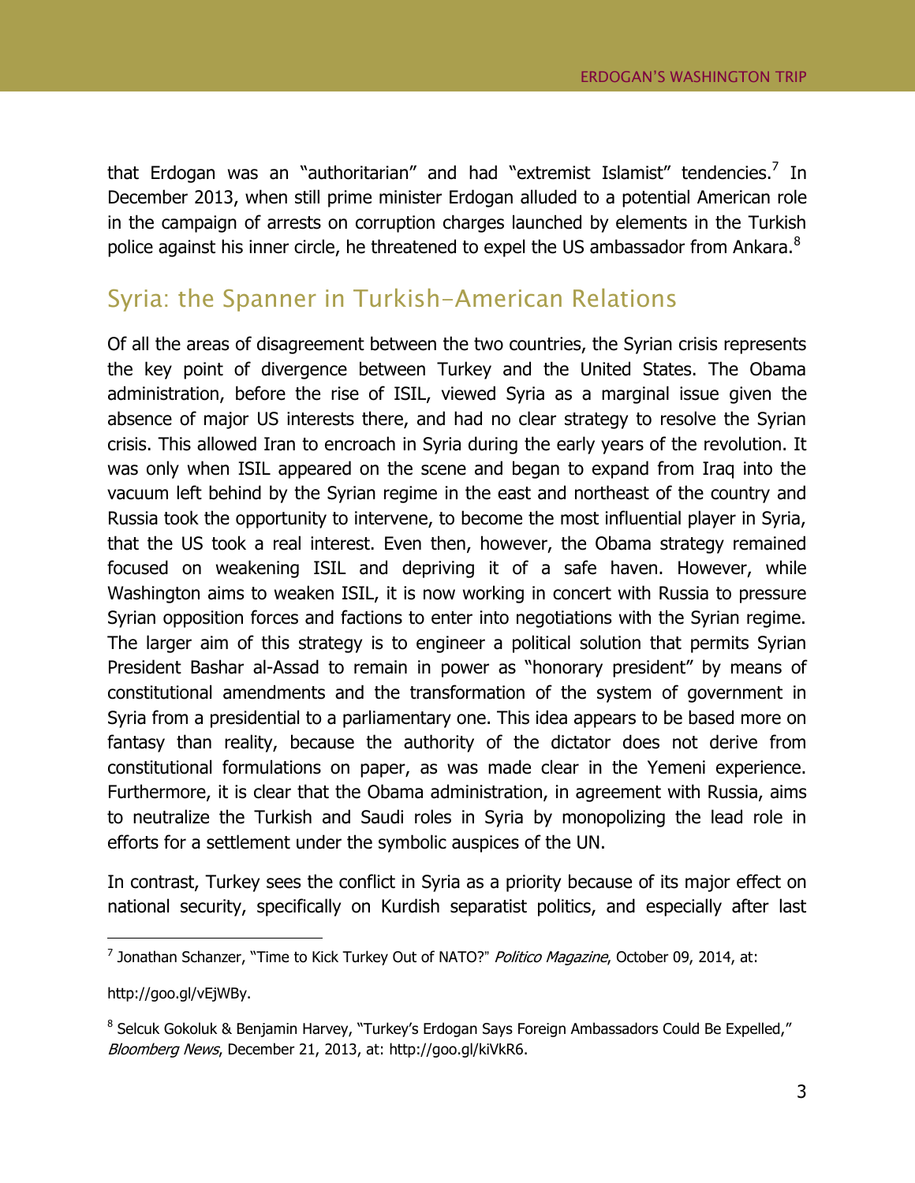that Erdogan was an "authoritarian" and had "extremist Islamist" tendencies.[7] In December 2013, when still prime minister Erdogan alluded to a potential American role in the campaign of arrests on corruption charges launched by elements in the Turkish police against his inner circle, he threatened to expel the US ambassador from Ankara.[8]

## Syria: the Spanner in Turkish-American Relations

Of all the areas of disagreement between the two countries, the Syrian crisis represents the key point of divergence between Turkey and the United States. The Obama administration, before the rise of ISIL, viewed Syria as a marginal issue given the absence of major US interests there, and had no clear strategy to resolve the Syrian crisis. This allowed Iran to encroach in Syria during the early years of the revolution. It was only when ISIL appeared on the scene and began to expand from Iraq into the vacuum left behind by the Syrian regime in the east and northeast of the country and Russia took the opportunity to intervene, to become the most influential player in Syria, that the US took a real interest. Even then, however, the Obama strategy remained focused on weakening ISIL and depriving it of a safe haven. However, while Washington aims to weaken ISIL, it is now working in concert with Russia to pressure Syrian opposition forces and factions to enter into negotiations with the Syrian regime. The larger aim of this strategy is to engineer a political solution that permits Syrian President Bashar al-Assad to remain in power as "honorary president" by means of constitutional amendments and the transformation of the system of government in Syria from a presidential to a parliamentary one. This idea appears to be based more on fantasy than reality, because the authority of the dictator does not derive from constitutional formulations on paper, as was made clear in the Yemeni experience. Furthermore, it is clear that the Obama administration, in agreement with Russia, aims to neutralize the Turkish and Saudi roles in Syria by monopolizing the lead role in efforts for a settlement under the symbolic auspices of the UN.

In contrast, Turkey sees the conflict in Syria as a priority because of its major effect on national security, specifically on Kurdish separatist politics, and especially after last

---

[7] Jonathan Schanzer, "Time to Kick Turkey Out of NATO?" *Politico Magazine*, October 09, 2014, at: http://goo.gl/vEjWBy.

[8] Selcuk Gokoluk & Benjamin Harvey, "Turkey's Erdogan Says Foreign Ambassadors Could Be Expelled," *Bloomberg News*, December 21, 2013, at: http://goo.gl/kiVkR6.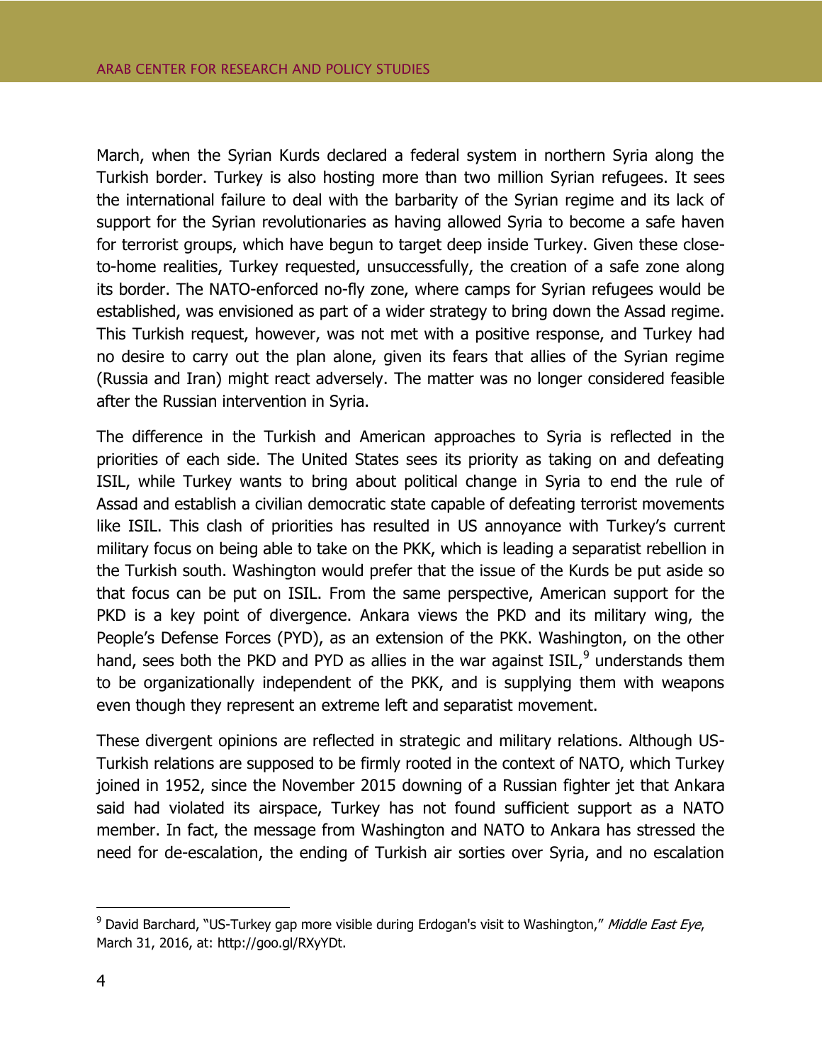March, when the Syrian Kurds declared a federal system in northern Syria along the Turkish border. Turkey is also hosting more than two million Syrian refugees. It sees the international failure to deal with the barbarity of the Syrian regime and its lack of support for the Syrian revolutionaries as having allowed Syria to become a safe haven for terrorist groups, which have begun to target deep inside Turkey. Given these close-to-home realities, Turkey requested, unsuccessfully, the creation of a safe zone along its border. The NATO-enforced no-fly zone, where camps for Syrian refugees would be established, was envisioned as part of a wider strategy to bring down the Assad regime. This Turkish request, however, was not met with a positive response, and Turkey had no desire to carry out the plan alone, given its fears that allies of the Syrian regime (Russia and Iran) might react adversely. The matter was no longer considered feasible after the Russian intervention in Syria.

The difference in the Turkish and American approaches to Syria is reflected in the priorities of each side. The United States sees its priority as taking on and defeating ISIL, while Turkey wants to bring about political change in Syria to end the rule of Assad and establish a civilian democratic state capable of defeating terrorist movements like ISIL. This clash of priorities has resulted in US annoyance with Turkey's current military focus on being able to take on the PKK, which is leading a separatist rebellion in the Turkish south. Washington would prefer that the issue of the Kurds be put aside so that focus can be put on ISIL. From the same perspective, American support for the PKD is a key point of divergence. Ankara views the PKD and its military wing, the People's Defense Forces (PYD), as an extension of the PKK. Washington, on the other hand, sees both the PKD and PYD as allies in the war against ISIL,[9] understands them to be organizationally independent of the PKK, and is supplying them with weapons even though they represent an extreme left and separatist movement.

These divergent opinions are reflected in strategic and military relations. Although US-Turkish relations are supposed to be firmly rooted in the context of NATO, which Turkey joined in 1952, since the November 2015 downing of a Russian fighter jet that Ankara said had violated its airspace, Turkey has not found sufficient support as a NATO member. In fact, the message from Washington and NATO to Ankara has stressed the need for de-escalation, the ending of Turkish air sorties over Syria, and no escalation

---

[9] David Barchard, "US-Turkey gap more visible during Erdogan's visit to Washington," *Middle East Eye*, March 31, 2016, at: http://goo.gl/RXyYDt.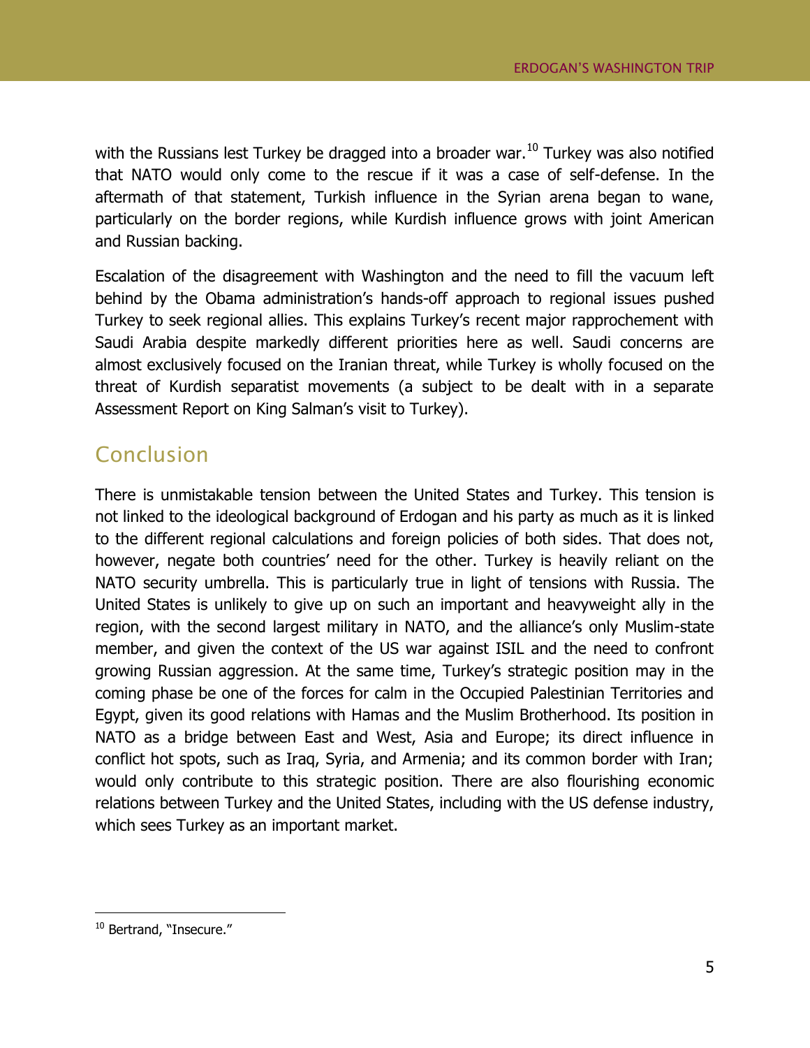with the Russians lest Turkey be dragged into a broader war.[10] Turkey was also notified that NATO would only come to the rescue if it was a case of self-defense. In the aftermath of that statement, Turkish influence in the Syrian arena began to wane, particularly on the border regions, while Kurdish influence grows with joint American and Russian backing.

Escalation of the disagreement with Washington and the need to fill the vacuum left behind by the Obama administration's hands-off approach to regional issues pushed Turkey to seek regional allies. This explains Turkey's recent major rapprochement with Saudi Arabia despite markedly different priorities here as well. Saudi concerns are almost exclusively focused on the Iranian threat, while Turkey is wholly focused on the threat of Kurdish separatist movements (a subject to be dealt with in a separate Assessment Report on King Salman's visit to Turkey).

## Conclusion

There is unmistakable tension between the United States and Turkey. This tension is not linked to the ideological background of Erdogan and his party as much as it is linked to the different regional calculations and foreign policies of both sides. That does not, however, negate both countries' need for the other. Turkey is heavily reliant on the NATO security umbrella. This is particularly true in light of tensions with Russia. The United States is unlikely to give up on such an important and heavyweight ally in the region, with the second largest military in NATO, and the alliance's only Muslim-state member, and given the context of the US war against ISIL and the need to confront growing Russian aggression. At the same time, Turkey's strategic position may in the coming phase be one of the forces for calm in the Occupied Palestinian Territories and Egypt, given its good relations with Hamas and the Muslim Brotherhood. Its position in NATO as a bridge between East and West, Asia and Europe; its direct influence in conflict hot spots, such as Iraq, Syria, and Armenia; and its common border with Iran; would only contribute to this strategic position. There are also flourishing economic relations between Turkey and the United States, including with the US defense industry, which sees Turkey as an important market.

---

[10] Bertrand, "Insecure."